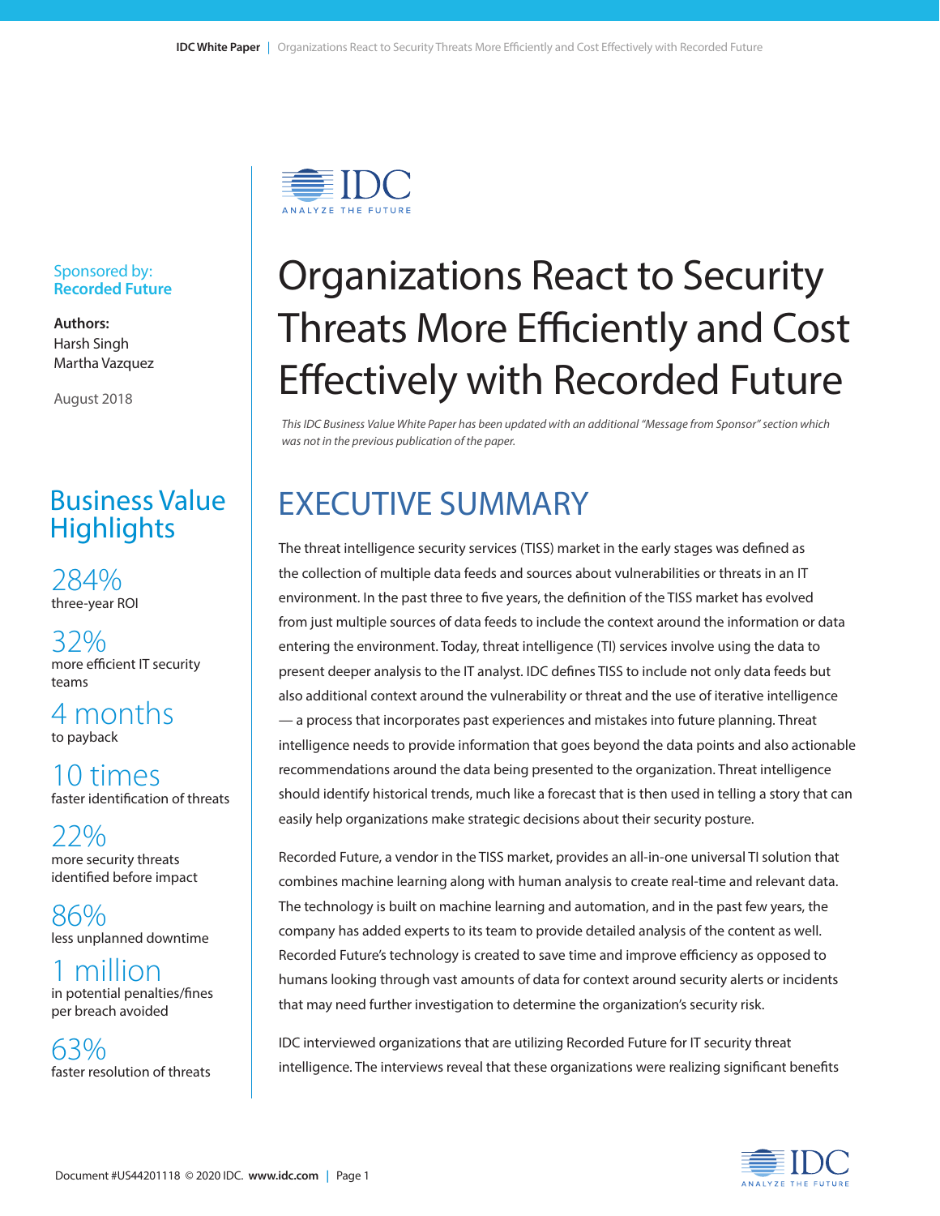Sponsored by:
**Recorded Future**

**Authors:**
Harsh Singh
Martha Vazquez

August 2018

# Organizations React to Security Threats More Efficiently and Cost Effectively with Recorded Future

*This IDC Business Value White Paper has been updated with an additional "Message from Sponsor" section which was not in the previous publication of the paper.*

## Business Value Highlights

**284%**
three-year ROI

**32%**
more efficient IT security teams

**4 months**
to payback

**10 times**
faster identification of threats

**22%**
more security threats identified before impact

**86%**
less unplanned downtime

**1 million**
in potential penalties/fines per breach avoided

**63%**
faster resolution of threats

## EXECUTIVE SUMMARY

The threat intelligence security services (TISS) market in the early stages was defined as the collection of multiple data feeds and sources about vulnerabilities or threats in an IT environment. In the past three to five years, the definition of the TISS market has evolved from just multiple sources of data feeds to include the context around the information or data entering the environment. Today, threat intelligence (TI) services involve using the data to present deeper analysis to the IT analyst. IDC defines TISS to include not only data feeds but also additional context around the vulnerability or threat and the use of iterative intelligence — a process that incorporates past experiences and mistakes into future planning. Threat intelligence needs to provide information that goes beyond the data points and also actionable recommendations around the data being presented to the organization. Threat intelligence should identify historical trends, much like a forecast that is then used in telling a story that can easily help organizations make strategic decisions about their security posture.

Recorded Future, a vendor in the TISS market, provides an all-in-one universal TI solution that combines machine learning along with human analysis to create real-time and relevant data. The technology is built on machine learning and automation, and in the past few years, the company has added experts to its team to provide detailed analysis of the content as well. Recorded Future's technology is created to save time and improve efficiency as opposed to humans looking through vast amounts of data for context around security alerts or incidents that may need further investigation to determine the organization's security risk.

IDC interviewed organizations that are utilizing Recorded Future for IT security threat intelligence. The interviews reveal that these organizations were realizing significant benefits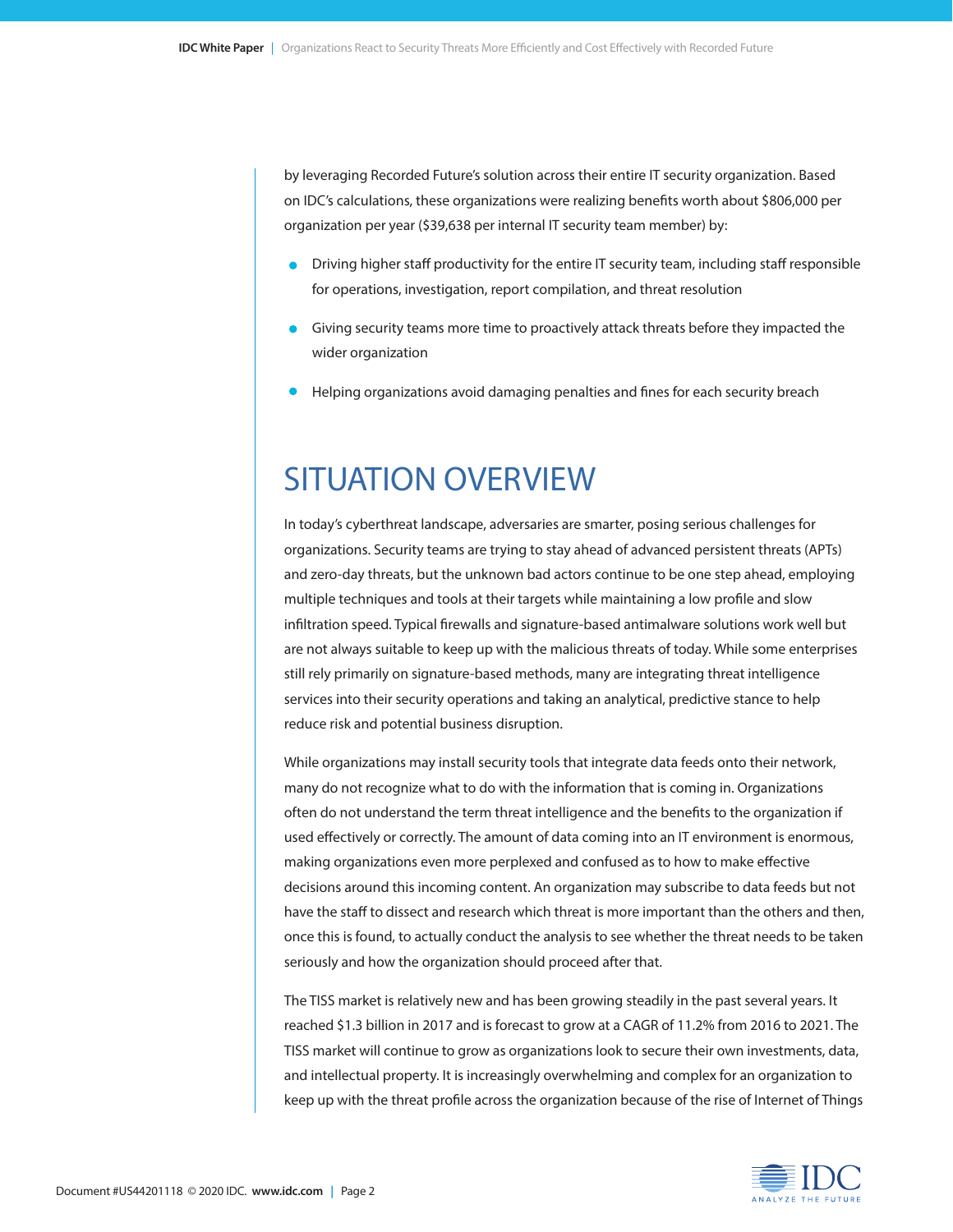by leveraging Recorded Future's solution across their entire IT security organization. Based on IDC's calculations, these organizations were realizing benefits worth about $806,000 per organization per year ($39,638 per internal IT security team member) by:

- Driving higher staff productivity for the entire IT security team, including staff responsible for operations, investigation, report compilation, and threat resolution
- Giving security teams more time to proactively attack threats before they impacted the wider organization
- Helping organizations avoid damaging penalties and fines for each security breach

# SITUATION OVERVIEW

In today's cyberthreat landscape, adversaries are smarter, posing serious challenges for organizations. Security teams are trying to stay ahead of advanced persistent threats (APTs) and zero-day threats, but the unknown bad actors continue to be one step ahead, employing multiple techniques and tools at their targets while maintaining a low profile and slow infiltration speed. Typical firewalls and signature-based antimalware solutions work well but are not always suitable to keep up with the malicious threats of today. While some enterprises still rely primarily on signature-based methods, many are integrating threat intelligence services into their security operations and taking an analytical, predictive stance to help reduce risk and potential business disruption.

While organizations may install security tools that integrate data feeds onto their network, many do not recognize what to do with the information that is coming in. Organizations often do not understand the term threat intelligence and the benefits to the organization if used effectively or correctly. The amount of data coming into an IT environment is enormous, making organizations even more perplexed and confused as to how to make effective decisions around this incoming content. An organization may subscribe to data feeds but not have the staff to dissect and research which threat is more important than the others and then, once this is found, to actually conduct the analysis to see whether the threat needs to be taken seriously and how the organization should proceed after that.

The TISS market is relatively new and has been growing steadily in the past several years. It reached $1.3 billion in 2017 and is forecast to grow at a CAGR of 11.2% from 2016 to 2021. The TISS market will continue to grow as organizations look to secure their own investments, data, and intellectual property. It is increasingly overwhelming and complex for an organization to keep up with the threat profile across the organization because of the rise of Internet of Things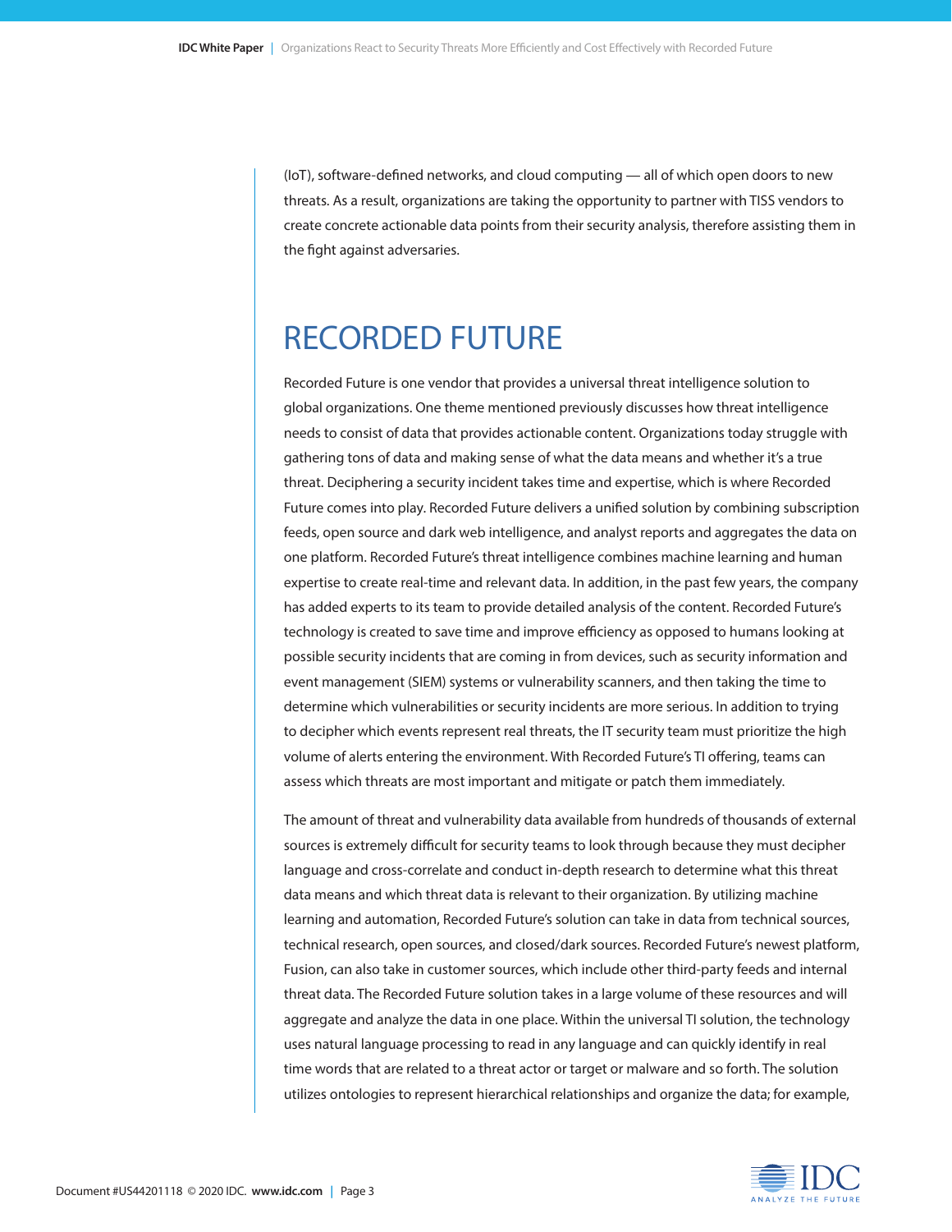(IoT), software-defined networks, and cloud computing — all of which open doors to new threats. As a result, organizations are taking the opportunity to partner with TISS vendors to create concrete actionable data points from their security analysis, therefore assisting them in the fight against adversaries.

## RECORDED FUTURE

Recorded Future is one vendor that provides a universal threat intelligence solution to global organizations. One theme mentioned previously discusses how threat intelligence needs to consist of data that provides actionable content. Organizations today struggle with gathering tons of data and making sense of what the data means and whether it's a true threat. Deciphering a security incident takes time and expertise, which is where Recorded Future comes into play. Recorded Future delivers a unified solution by combining subscription feeds, open source and dark web intelligence, and analyst reports and aggregates the data on one platform. Recorded Future's threat intelligence combines machine learning and human expertise to create real-time and relevant data. In addition, in the past few years, the company has added experts to its team to provide detailed analysis of the content. Recorded Future's technology is created to save time and improve efficiency as opposed to humans looking at possible security incidents that are coming in from devices, such as security information and event management (SIEM) systems or vulnerability scanners, and then taking the time to determine which vulnerabilities or security incidents are more serious. In addition to trying to decipher which events represent real threats, the IT security team must prioritize the high volume of alerts entering the environment. With Recorded Future's TI offering, teams can assess which threats are most important and mitigate or patch them immediately.

The amount of threat and vulnerability data available from hundreds of thousands of external sources is extremely difficult for security teams to look through because they must decipher language and cross-correlate and conduct in-depth research to determine what this threat data means and which threat data is relevant to their organization. By utilizing machine learning and automation, Recorded Future's solution can take in data from technical sources, technical research, open sources, and closed/dark sources. Recorded Future's newest platform, Fusion, can also take in customer sources, which include other third-party feeds and internal threat data. The Recorded Future solution takes in a large volume of these resources and will aggregate and analyze the data in one place. Within the universal TI solution, the technology uses natural language processing to read in any language and can quickly identify in real time words that are related to a threat actor or target or malware and so forth. The solution utilizes ontologies to represent hierarchical relationships and organize the data; for example,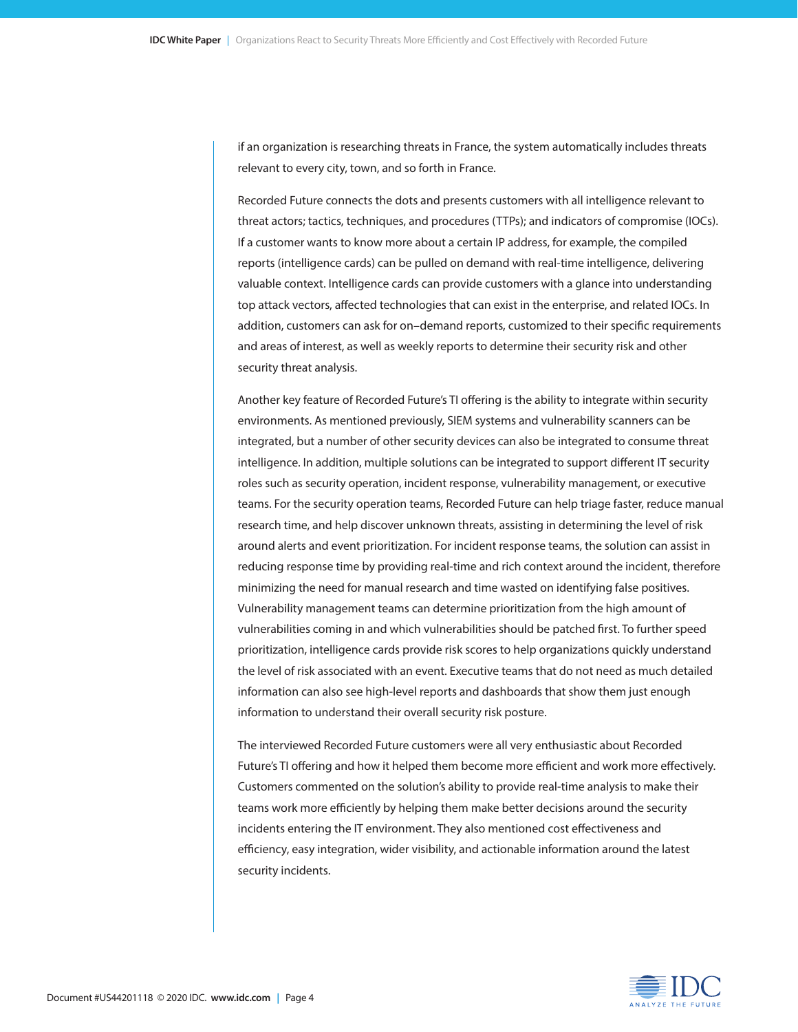if an organization is researching threats in France, the system automatically includes threats relevant to every city, town, and so forth in France.

Recorded Future connects the dots and presents customers with all intelligence relevant to threat actors; tactics, techniques, and procedures (TTPs); and indicators of compromise (IOCs). If a customer wants to know more about a certain IP address, for example, the compiled reports (intelligence cards) can be pulled on demand with real-time intelligence, delivering valuable context. Intelligence cards can provide customers with a glance into understanding top attack vectors, affected technologies that can exist in the enterprise, and related IOCs. In addition, customers can ask for on–demand reports, customized to their specific requirements and areas of interest, as well as weekly reports to determine their security risk and other security threat analysis.

Another key feature of Recorded Future's TI offering is the ability to integrate within security environments. As mentioned previously, SIEM systems and vulnerability scanners can be integrated, but a number of other security devices can also be integrated to consume threat intelligence. In addition, multiple solutions can be integrated to support different IT security roles such as security operation, incident response, vulnerability management, or executive teams. For the security operation teams, Recorded Future can help triage faster, reduce manual research time, and help discover unknown threats, assisting in determining the level of risk around alerts and event prioritization. For incident response teams, the solution can assist in reducing response time by providing real-time and rich context around the incident, therefore minimizing the need for manual research and time wasted on identifying false positives. Vulnerability management teams can determine prioritization from the high amount of vulnerabilities coming in and which vulnerabilities should be patched first. To further speed prioritization, intelligence cards provide risk scores to help organizations quickly understand the level of risk associated with an event. Executive teams that do not need as much detailed information can also see high-level reports and dashboards that show them just enough information to understand their overall security risk posture.

The interviewed Recorded Future customers were all very enthusiastic about Recorded Future's TI offering and how it helped them become more efficient and work more effectively. Customers commented on the solution's ability to provide real-time analysis to make their teams work more efficiently by helping them make better decisions around the security incidents entering the IT environment. They also mentioned cost effectiveness and efficiency, easy integration, wider visibility, and actionable information around the latest security incidents.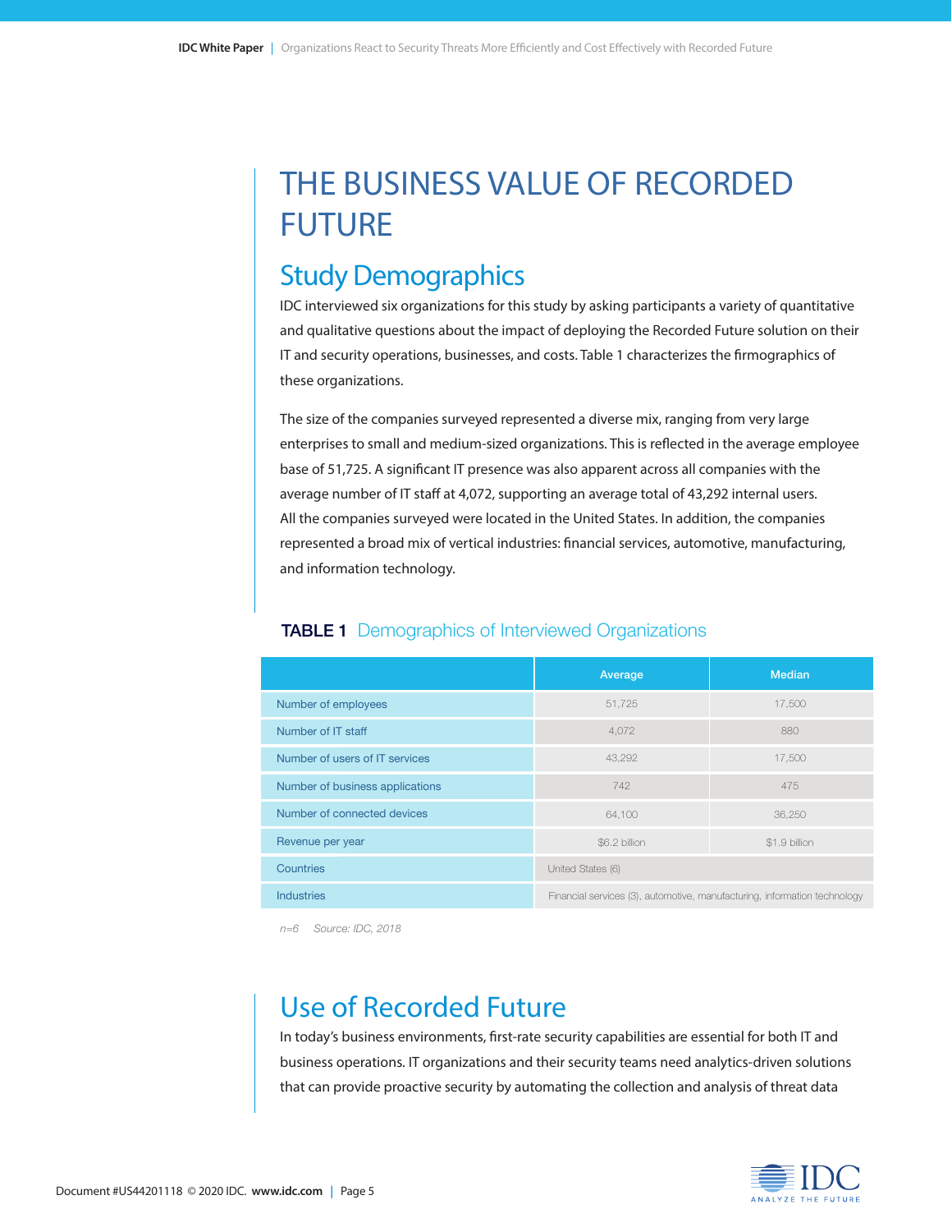# THE BUSINESS VALUE OF RECORDED FUTURE

## Study Demographics

IDC interviewed six organizations for this study by asking participants a variety of quantitative and qualitative questions about the impact of deploying the Recorded Future solution on their IT and security operations, businesses, and costs. Table 1 characterizes the firmographics of these organizations.

The size of the companies surveyed represented a diverse mix, ranging from very large enterprises to small and medium-sized organizations. This is reflected in the average employee base of 51,725. A significant IT presence was also apparent across all companies with the average number of IT staff at 4,072, supporting an average total of 43,292 internal users. All the companies surveyed were located in the United States. In addition, the companies represented a broad mix of vertical industries: financial services, automotive, manufacturing, and information technology.

**TABLE 1** Demographics of Interviewed Organizations

| | Average | Median |
|---|---|---|
| Number of employees | 51,725 | 17,500 |
| Number of IT staff | 4,072 | 880 |
| Number of users of IT services | 43,292 | 17,500 |
| Number of business applications | 742 | 475 |
| Number of connected devices | 64,100 | 36,250 |
| Revenue per year | $6.2 billion | $1.9 billion |
| Countries | United States (6) | |
| Industries | Financial services (3), automotive, manufacturing, information technology | |

*n=6 Source: IDC, 2018*

## Use of Recorded Future

In today's business environments, first-rate security capabilities are essential for both IT and business operations. IT organizations and their security teams need analytics-driven solutions that can provide proactive security by automating the collection and analysis of threat data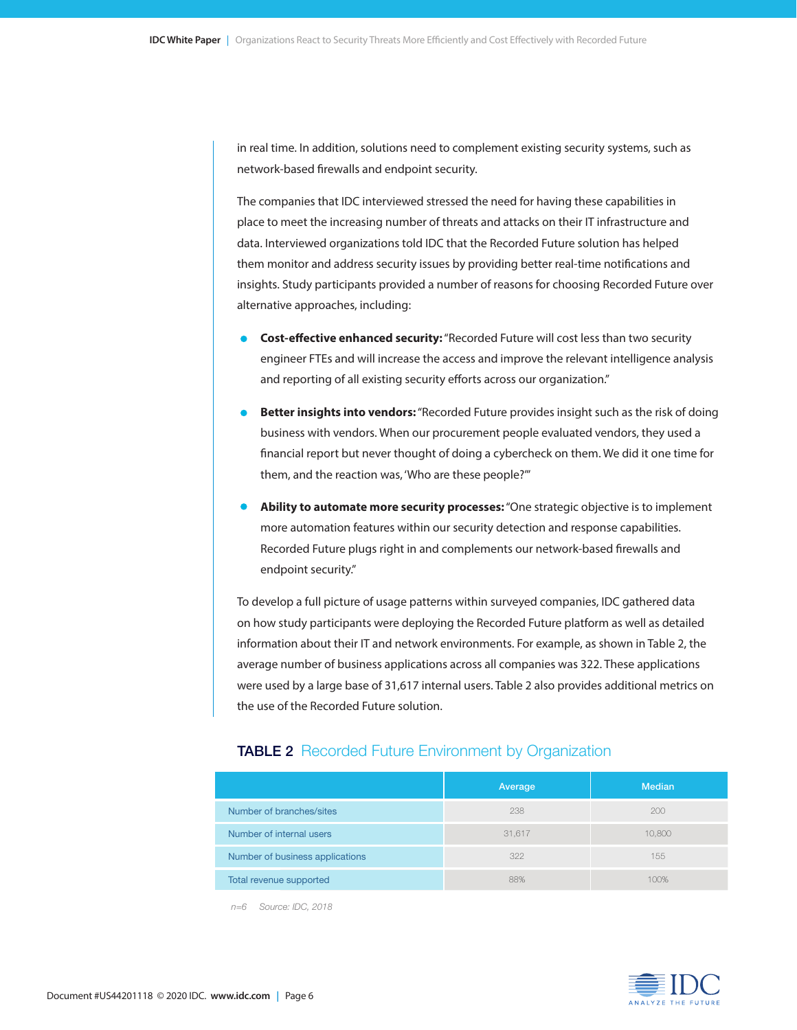in real time. In addition, solutions need to complement existing security systems, such as network-based firewalls and endpoint security.

The companies that IDC interviewed stressed the need for having these capabilities in place to meet the increasing number of threats and attacks on their IT infrastructure and data. Interviewed organizations told IDC that the Recorded Future solution has helped them monitor and address security issues by providing better real-time notifications and insights. Study participants provided a number of reasons for choosing Recorded Future over alternative approaches, including:

- **Cost-effective enhanced security:** "Recorded Future will cost less than two security engineer FTEs and will increase the access and improve the relevant intelligence analysis and reporting of all existing security efforts across our organization."
- **Better insights into vendors:** "Recorded Future provides insight such as the risk of doing business with vendors. When our procurement people evaluated vendors, they used a financial report but never thought of doing a cybercheck on them. We did it one time for them, and the reaction was, 'Who are these people?'"
- **Ability to automate more security processes:** "One strategic objective is to implement more automation features within our security detection and response capabilities. Recorded Future plugs right in and complements our network-based firewalls and endpoint security."

To develop a full picture of usage patterns within surveyed companies, IDC gathered data on how study participants were deploying the Recorded Future platform as well as detailed information about their IT and network environments. For example, as shown in Table 2, the average number of business applications across all companies was 322. These applications were used by a large base of 31,617 internal users. Table 2 also provides additional metrics on the use of the Recorded Future solution.

**TABLE 2** Recorded Future Environment by Organization

| | Average | Median |
|---|---|---|
| Number of branches/sites | 238 | 200 |
| Number of internal users | 31,617 | 10,800 |
| Number of business applications | 322 | 155 |
| Total revenue supported | 88% | 100% |

*n=6 Source: IDC, 2018*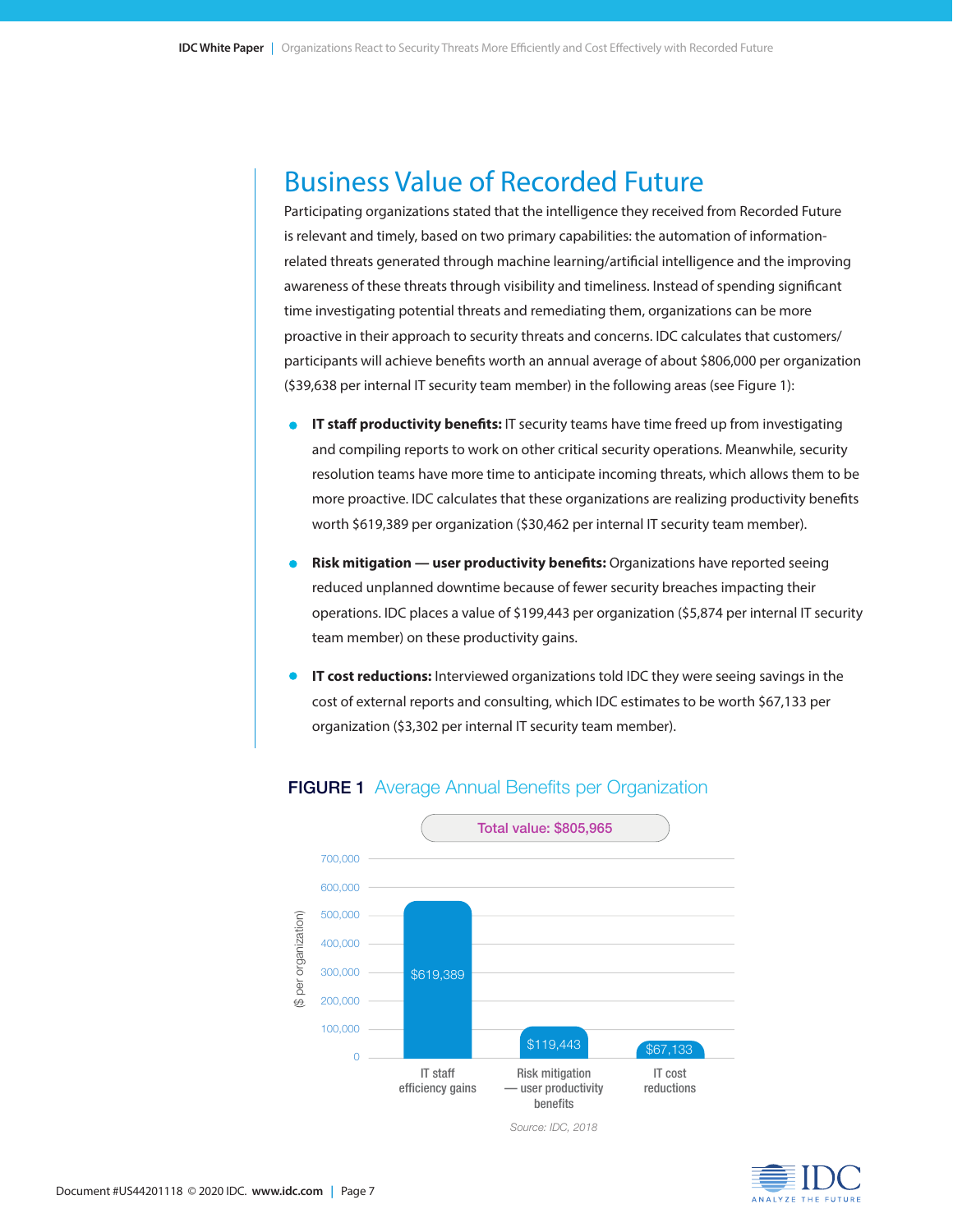## Business Value of Recorded Future

Participating organizations stated that the intelligence they received from Recorded Future is relevant and timely, based on two primary capabilities: the automation of information-related threats generated through machine learning/artificial intelligence and the improving awareness of these threats through visibility and timeliness. Instead of spending significant time investigating potential threats and remediating them, organizations can be more proactive in their approach to security threats and concerns. IDC calculates that customers/participants will achieve benefits worth an annual average of about $806,000 per organization ($39,638 per internal IT security team member) in the following areas (see Figure 1):

- **IT staff productivity benefits:** IT security teams have time freed up from investigating and compiling reports to work on other critical security operations. Meanwhile, security resolution teams have more time to anticipate incoming threats, which allows them to be more proactive. IDC calculates that these organizations are realizing productivity benefits worth $619,389 per organization ($30,462 per internal IT security team member).
- **Risk mitigation — user productivity benefits:** Organizations have reported seeing reduced unplanned downtime because of fewer security breaches impacting their operations. IDC places a value of $199,443 per organization ($5,874 per internal IT security team member) on these productivity gains.
- **IT cost reductions:** Interviewed organizations told IDC they were seeing savings in the cost of external reports and consulting, which IDC estimates to be worth $67,133 per organization ($3,302 per internal IT security team member).

**FIGURE 1** Average Annual Benefits per Organization

Total value: $805,965

| Category | ($ per organization) |
|---|---|
| IT staff efficiency gains | $619,389 |
| Risk mitigation — user productivity benefits | $119,443 |
| IT cost reductions | $67,133 |

Source: IDC, 2018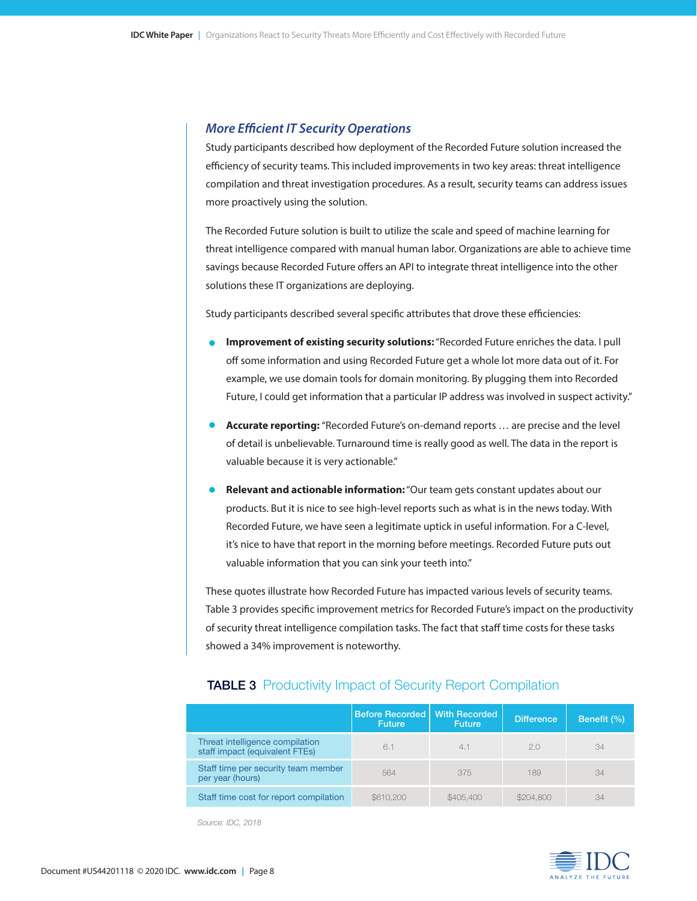### *More Efficient IT Security Operations*

Study participants described how deployment of the Recorded Future solution increased the efficiency of security teams. This included improvements in two key areas: threat intelligence compilation and threat investigation procedures. As a result, security teams can address issues more proactively using the solution.

The Recorded Future solution is built to utilize the scale and speed of machine learning for threat intelligence compared with manual human labor. Organizations are able to achieve time savings because Recorded Future offers an API to integrate threat intelligence into the other solutions these IT organizations are deploying.

Study participants described several specific attributes that drove these efficiencies:

- **Improvement of existing security solutions:** "Recorded Future enriches the data. I pull off some information and using Recorded Future get a whole lot more data out of it. For example, we use domain tools for domain monitoring. By plugging them into Recorded Future, I could get information that a particular IP address was involved in suspect activity."
- **Accurate reporting:** "Recorded Future's on-demand reports … are precise and the level of detail is unbelievable. Turnaround time is really good as well. The data in the report is valuable because it is very actionable."
- **Relevant and actionable information:** "Our team gets constant updates about our products. But it is nice to see high-level reports such as what is in the news today. With Recorded Future, we have seen a legitimate uptick in useful information. For a C-level, it's nice to have that report in the morning before meetings. Recorded Future puts out valuable information that you can sink your teeth into."

These quotes illustrate how Recorded Future has impacted various levels of security teams. Table 3 provides specific improvement metrics for Recorded Future's impact on the productivity of security threat intelligence compilation tasks. The fact that staff time costs for these tasks showed a 34% improvement is noteworthy.

**TABLE 3** Productivity Impact of Security Report Compilation

| | Before Recorded Future | With Recorded Future | Difference | Benefit (%) |
|---|---|---|---|---|
| Threat intelligence compilation staff impact (equivalent FTEs) | 6.1 | 4.1 | 2.0 | 34 |
| Staff time per security team member per year (hours) | 564 | 375 | 189 | 34 |
| Staff time cost for report compilation | $610,200 | $405,400 | $204,800 | 34 |

Source: IDC, 2018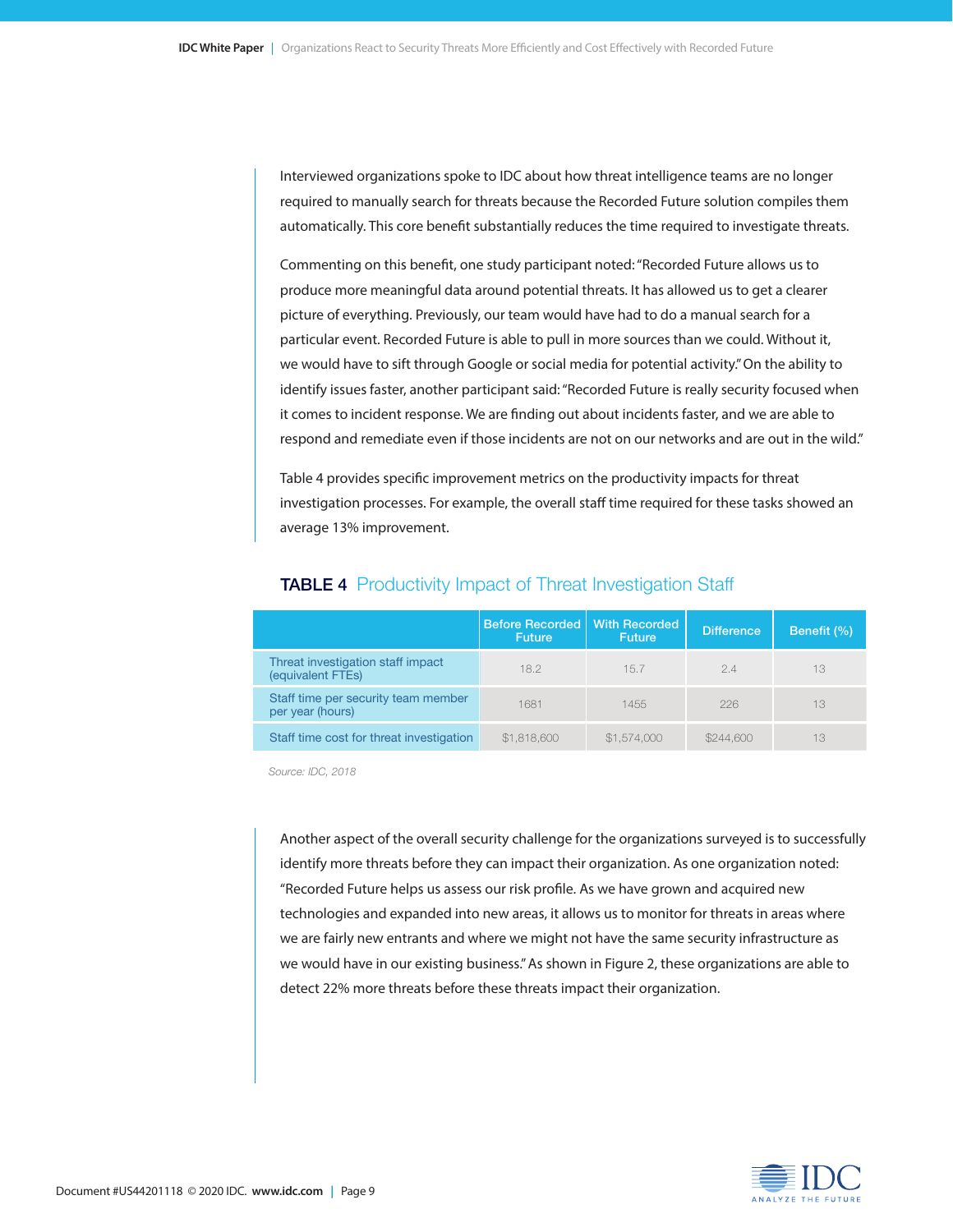Interviewed organizations spoke to IDC about how threat intelligence teams are no longer required to manually search for threats because the Recorded Future solution compiles them automatically. This core benefit substantially reduces the time required to investigate threats.

Commenting on this benefit, one study participant noted: "Recorded Future allows us to produce more meaningful data around potential threats. It has allowed us to get a clearer picture of everything. Previously, our team would have had to do a manual search for a particular event. Recorded Future is able to pull in more sources than we could. Without it, we would have to sift through Google or social media for potential activity." On the ability to identify issues faster, another participant said: "Recorded Future is really security focused when it comes to incident response. We are finding out about incidents faster, and we are able to respond and remediate even if those incidents are not on our networks and are out in the wild."

Table 4 provides specific improvement metrics on the productivity impacts for threat investigation processes. For example, the overall staff time required for these tasks showed an average 13% improvement.

## TABLE 4 Productivity Impact of Threat Investigation Staff

| | Before Recorded Future | With Recorded Future | Difference | Benefit (%) |
|---|---|---|---|---|
| Threat investigation staff impact (equivalent FTEs) | 18.2 | 15.7 | 2.4 | 13 |
| Staff time per security team member per year (hours) | 1681 | 1455 | 226 | 13 |
| Staff time cost for threat investigation | $1,818,600 | $1,574,000 | $244,600 | 13 |

*Source: IDC, 2018*

Another aspect of the overall security challenge for the organizations surveyed is to successfully identify more threats before they can impact their organization. As one organization noted: "Recorded Future helps us assess our risk profile. As we have grown and acquired new technologies and expanded into new areas, it allows us to monitor for threats in areas where we are fairly new entrants and where we might not have the same security infrastructure as we would have in our existing business." As shown in Figure 2, these organizations are able to detect 22% more threats before these threats impact their organization.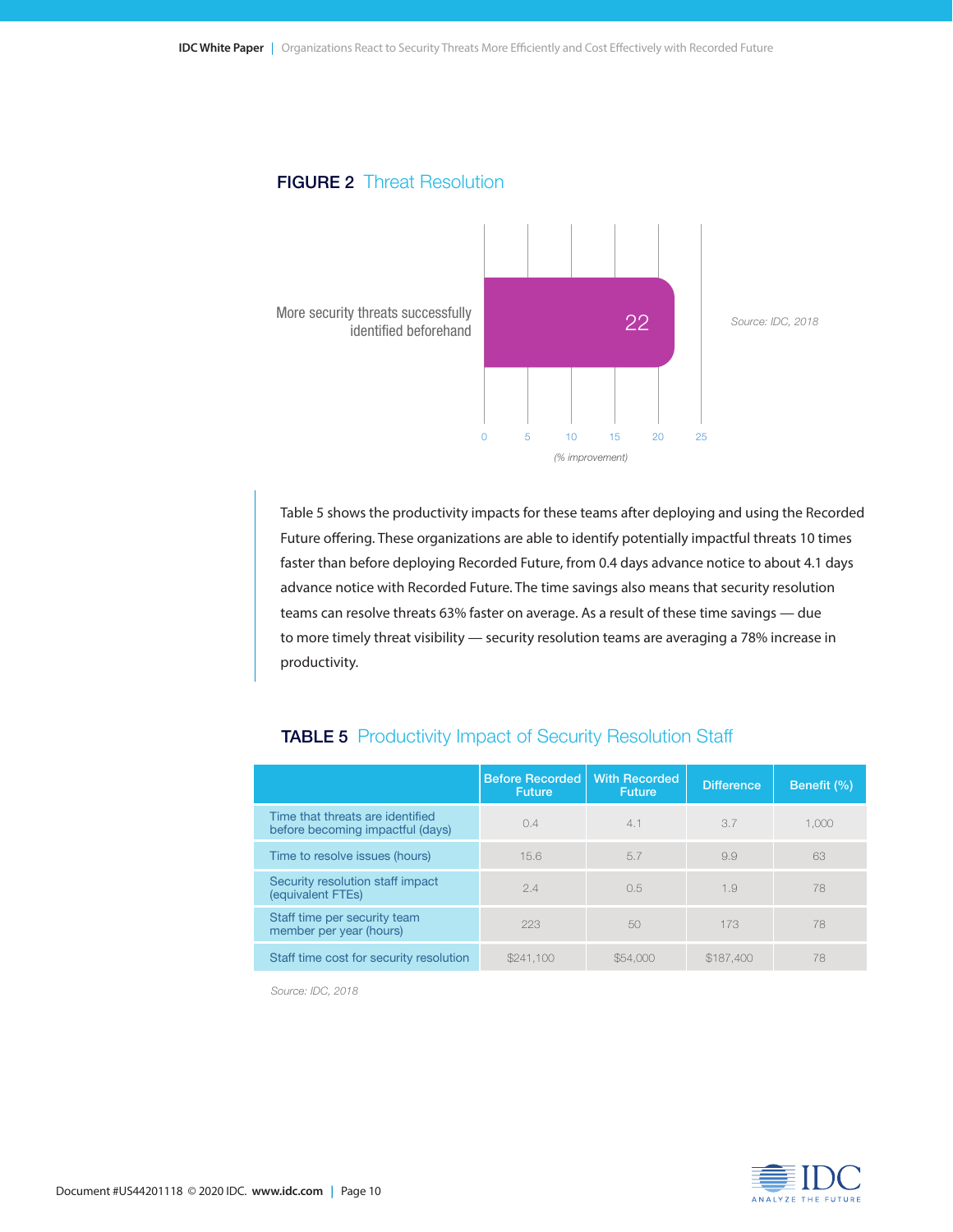## FIGURE 2 Threat Resolution

| | % improvement |
|---|---|
| More security threats successfully identified beforehand | 22 |

(% improvement)

*Source: IDC, 2018*

Table 5 shows the productivity impacts for these teams after deploying and using the Recorded Future offering. These organizations are able to identify potentially impactful threats 10 times faster than before deploying Recorded Future, from 0.4 days advance notice to about 4.1 days advance notice with Recorded Future. The time savings also means that security resolution teams can resolve threats 63% faster on average. As a result of these time savings — due to more timely threat visibility — security resolution teams are averaging a 78% increase in productivity.

## TABLE 5 Productivity Impact of Security Resolution Staff

| | Before Recorded Future | With Recorded Future | Difference | Benefit (%) |
|---|---|---|---|---|
| Time that threats are identified before becoming impactful (days) | 0.4 | 4.1 | 3.7 | 1,000 |
| Time to resolve issues (hours) | 15.6 | 5.7 | 9.9 | 63 |
| Security resolution staff impact (equivalent FTEs) | 2.4 | 0.5 | 1.9 | 78 |
| Staff time per security team member per year (hours) | 223 | 50 | 173 | 78 |
| Staff time cost for security resolution | $241,100 | $54,000 | $187,400 | 78 |

*Source: IDC, 2018*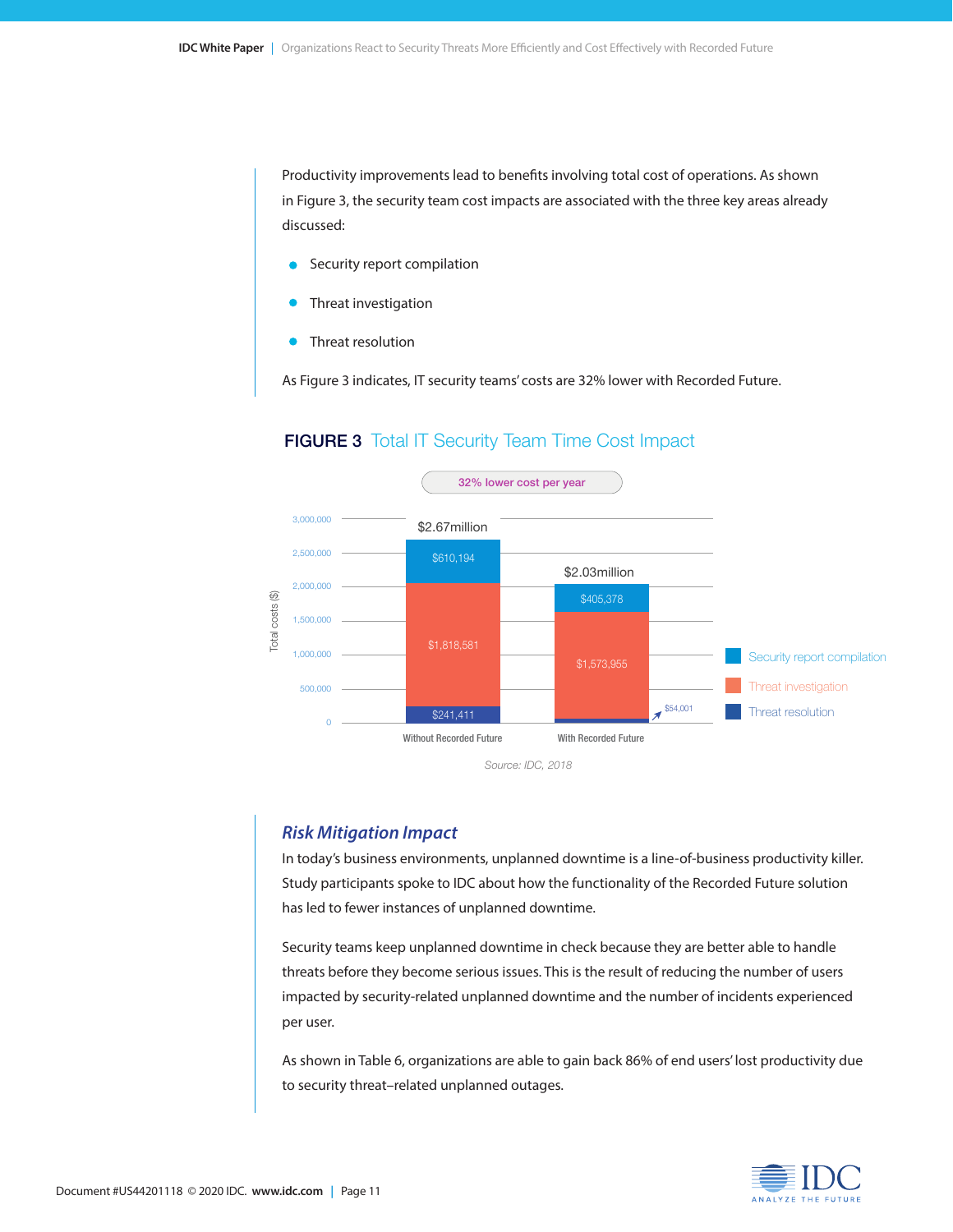Productivity improvements lead to benefits involving total cost of operations. As shown in Figure 3, the security team cost impacts are associated with the three key areas already discussed:

- Security report compilation
- Threat investigation
- Threat resolution

As Figure 3 indicates, IT security teams' costs are 32% lower with Recorded Future.

**FIGURE 3** Total IT Security Team Time Cost Impact

32% lower cost per year

| | Without Recorded Future | With Recorded Future |
|---|---|---|
| Security report compilation | $610,194 | $405,378 |
| Threat investigation | $1,818,581 | $1,573,955 |
| Threat resolution | $241,411 | $54,001 |
| Total | $2.67million | $2.03million |

Source: IDC, 2018

## *Risk Mitigation Impact*

In today's business environments, unplanned downtime is a line-of-business productivity killer. Study participants spoke to IDC about how the functionality of the Recorded Future solution has led to fewer instances of unplanned downtime.

Security teams keep unplanned downtime in check because they are better able to handle threats before they become serious issues. This is the result of reducing the number of users impacted by security-related unplanned downtime and the number of incidents experienced per user.

As shown in Table 6, organizations are able to gain back 86% of end users' lost productivity due to security threat–related unplanned outages.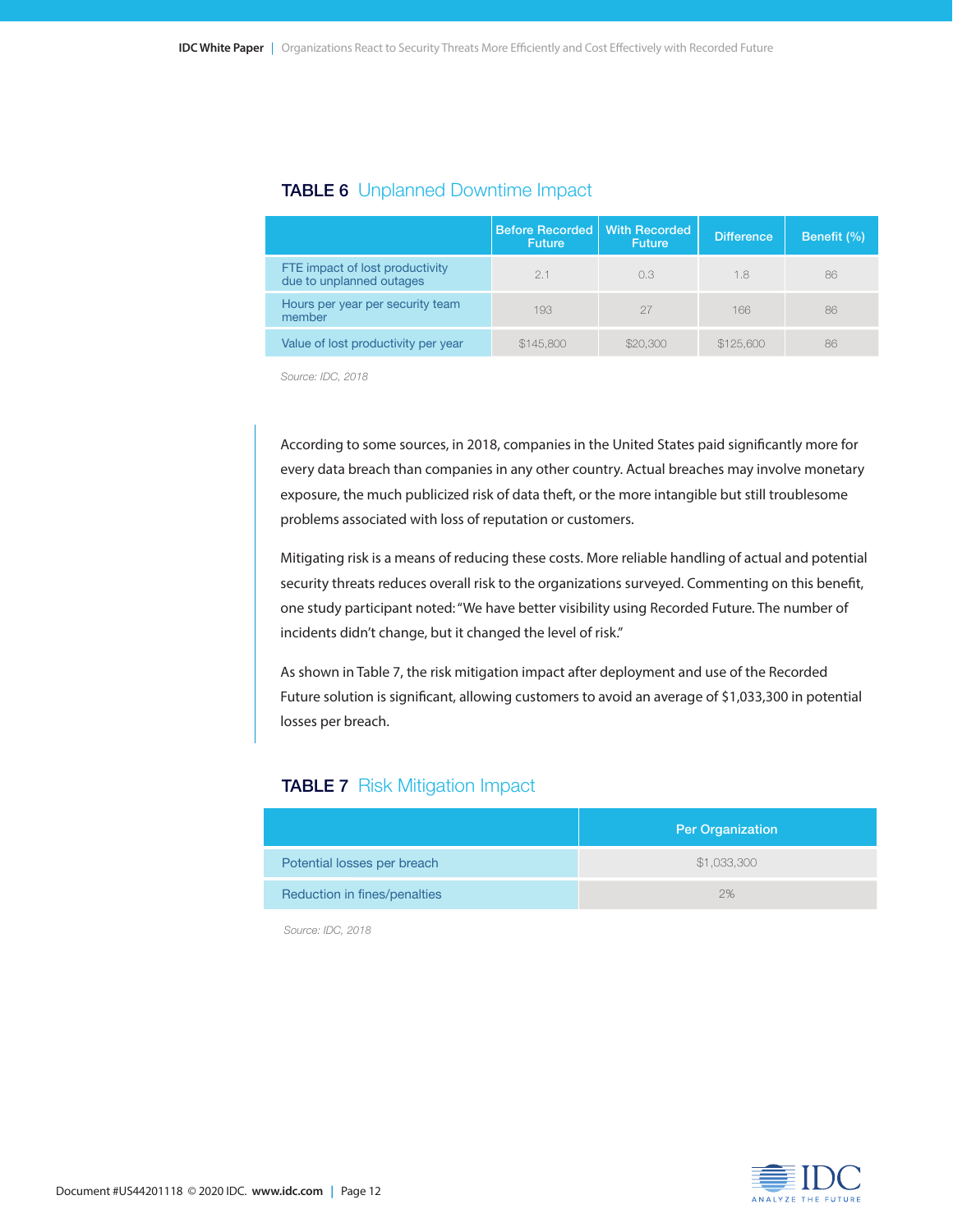**TABLE 6** Unplanned Downtime Impact

| | Before Recorded Future | With Recorded Future | Difference | Benefit (%) |
|---|---|---|---|---|
| FTE impact of lost productivity due to unplanned outages | 2.1 | 0.3 | 1.8 | 86 |
| Hours per year per security team member | 193 | 27 | 166 | 86 |
| Value of lost productivity per year | $145,800 | $20,300 | $125,600 | 86 |

*Source: IDC, 2018*

According to some sources, in 2018, companies in the United States paid significantly more for every data breach than companies in any other country. Actual breaches may involve monetary exposure, the much publicized risk of data theft, or the more intangible but still troublesome problems associated with loss of reputation or customers.

Mitigating risk is a means of reducing these costs. More reliable handling of actual and potential security threats reduces overall risk to the organizations surveyed. Commenting on this benefit, one study participant noted: "We have better visibility using Recorded Future. The number of incidents didn't change, but it changed the level of risk."

As shown in Table 7, the risk mitigation impact after deployment and use of the Recorded Future solution is significant, allowing customers to avoid an average of $1,033,300 in potential losses per breach.

**TABLE 7** Risk Mitigation Impact

| | Per Organization |
|---|---|
| Potential losses per breach | $1,033,300 |
| Reduction in fines/penalties | 2% |

*Source: IDC, 2018*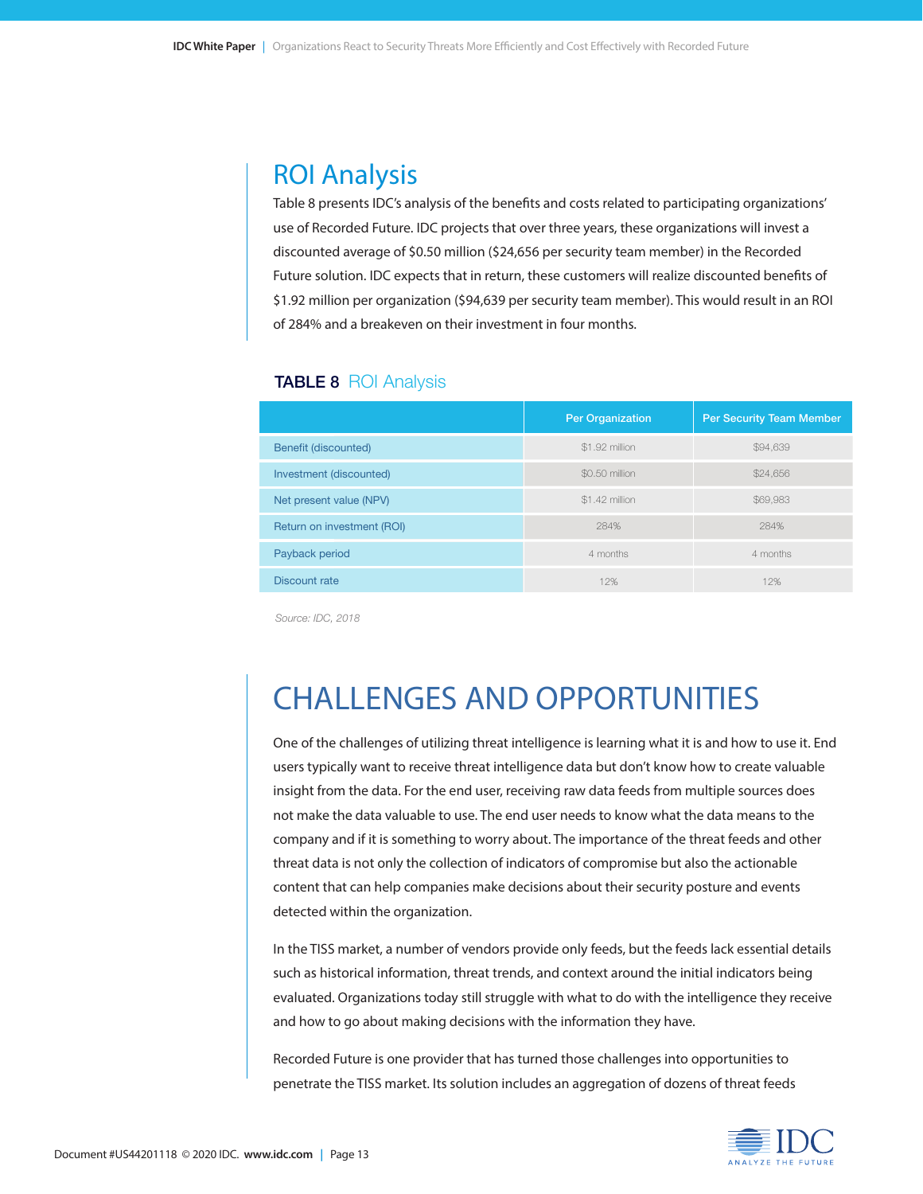## ROI Analysis

Table 8 presents IDC's analysis of the benefits and costs related to participating organizations' use of Recorded Future. IDC projects that over three years, these organizations will invest a discounted average of $0.50 million ($24,656 per security team member) in the Recorded Future solution. IDC expects that in return, these customers will realize discounted benefits of $1.92 million per organization ($94,639 per security team member). This would result in an ROI of 284% and a breakeven on their investment in four months.

**TABLE 8** ROI Analysis

| | Per Organization | Per Security Team Member |
|---|---|---|
| Benefit (discounted) | $1.92 million | $94,639 |
| Investment (discounted) | $0.50 million | $24,656 |
| Net present value (NPV) | $1.42 million | $69,983 |
| Return on investment (ROI) | 284% | 284% |
| Payback period | 4 months | 4 months |
| Discount rate | 12% | 12% |

*Source: IDC, 2018*

# CHALLENGES AND OPPORTUNITIES

One of the challenges of utilizing threat intelligence is learning what it is and how to use it. End users typically want to receive threat intelligence data but don't know how to create valuable insight from the data. For the end user, receiving raw data feeds from multiple sources does not make the data valuable to use. The end user needs to know what the data means to the company and if it is something to worry about. The importance of the threat feeds and other threat data is not only the collection of indicators of compromise but also the actionable content that can help companies make decisions about their security posture and events detected within the organization.

In the TISS market, a number of vendors provide only feeds, but the feeds lack essential details such as historical information, threat trends, and context around the initial indicators being evaluated. Organizations today still struggle with what to do with the intelligence they receive and how to go about making decisions with the information they have.

Recorded Future is one provider that has turned those challenges into opportunities to penetrate the TISS market. Its solution includes an aggregation of dozens of threat feeds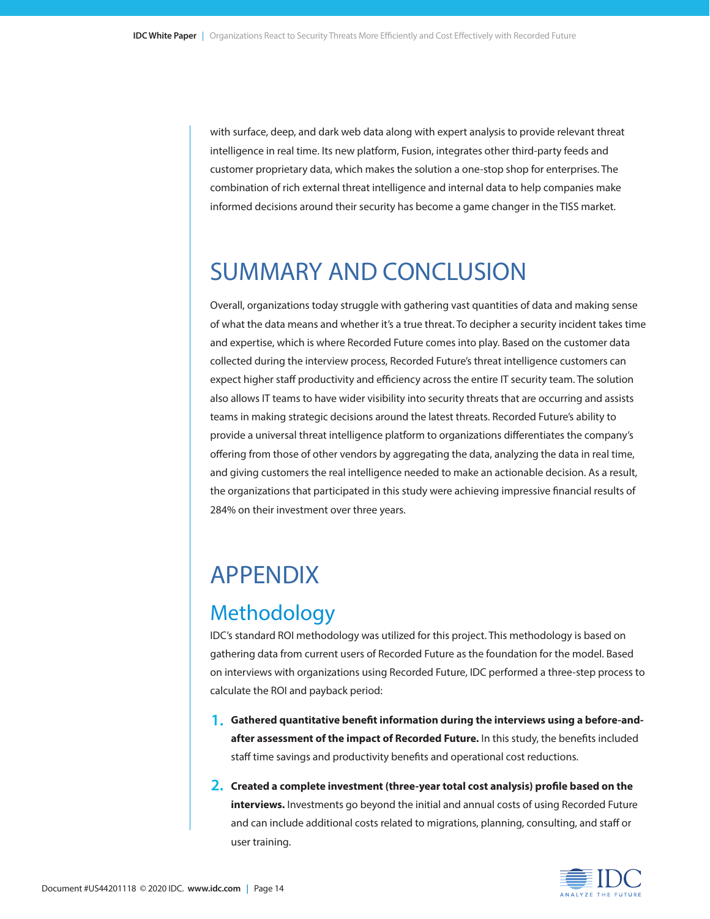with surface, deep, and dark web data along with expert analysis to provide relevant threat intelligence in real time. Its new platform, Fusion, integrates other third-party feeds and customer proprietary data, which makes the solution a one-stop shop for enterprises. The combination of rich external threat intelligence and internal data to help companies make informed decisions around their security has become a game changer in the TISS market.

# SUMMARY AND CONCLUSION

Overall, organizations today struggle with gathering vast quantities of data and making sense of what the data means and whether it's a true threat. To decipher a security incident takes time and expertise, which is where Recorded Future comes into play. Based on the customer data collected during the interview process, Recorded Future's threat intelligence customers can expect higher staff productivity and efficiency across the entire IT security team. The solution also allows IT teams to have wider visibility into security threats that are occurring and assists teams in making strategic decisions around the latest threats. Recorded Future's ability to provide a universal threat intelligence platform to organizations differentiates the company's offering from those of other vendors by aggregating the data, analyzing the data in real time, and giving customers the real intelligence needed to make an actionable decision. As a result, the organizations that participated in this study were achieving impressive financial results of 284% on their investment over three years.

# APPENDIX

## Methodology

IDC's standard ROI methodology was utilized for this project. This methodology is based on gathering data from current users of Recorded Future as the foundation for the model. Based on interviews with organizations using Recorded Future, IDC performed a three-step process to calculate the ROI and payback period:

1. **Gathered quantitative benefit information during the interviews using a before-and-after assessment of the impact of Recorded Future.** In this study, the benefits included staff time savings and productivity benefits and operational cost reductions.
2. **Created a complete investment (three-year total cost analysis) profile based on the interviews.** Investments go beyond the initial and annual costs of using Recorded Future and can include additional costs related to migrations, planning, consulting, and staff or user training.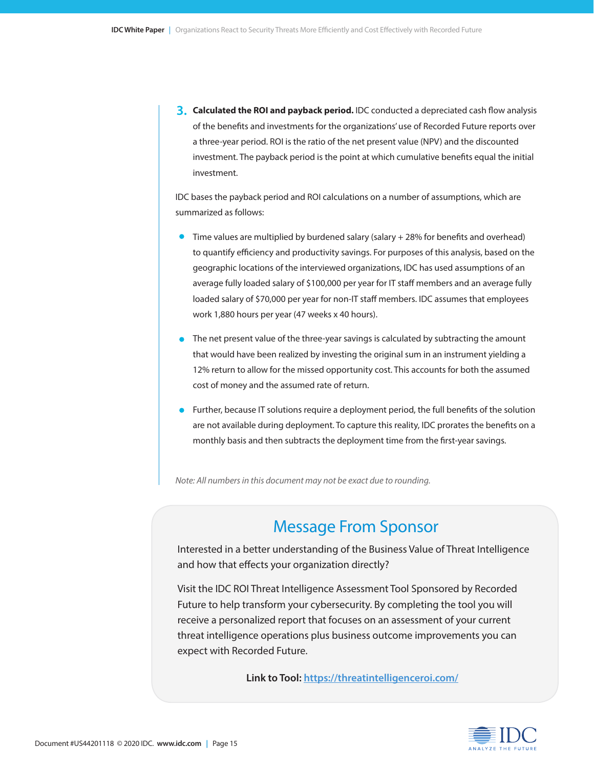3. **Calculated the ROI and payback period.** IDC conducted a depreciated cash flow analysis of the benefits and investments for the organizations' use of Recorded Future reports over a three-year period. ROI is the ratio of the net present value (NPV) and the discounted investment. The payback period is the point at which cumulative benefits equal the initial investment.

IDC bases the payback period and ROI calculations on a number of assumptions, which are summarized as follows:

- Time values are multiplied by burdened salary (salary + 28% for benefits and overhead) to quantify efficiency and productivity savings. For purposes of this analysis, based on the geographic locations of the interviewed organizations, IDC has used assumptions of an average fully loaded salary of $100,000 per year for IT staff members and an average fully loaded salary of $70,000 per year for non-IT staff members. IDC assumes that employees work 1,880 hours per year (47 weeks x 40 hours).
- The net present value of the three-year savings is calculated by subtracting the amount that would have been realized by investing the original sum in an instrument yielding a 12% return to allow for the missed opportunity cost. This accounts for both the assumed cost of money and the assumed rate of return.
- Further, because IT solutions require a deployment period, the full benefits of the solution are not available during deployment. To capture this reality, IDC prorates the benefits on a monthly basis and then subtracts the deployment time from the first-year savings.

*Note: All numbers in this document may not be exact due to rounding.*

## Message From Sponsor

Interested in a better understanding of the Business Value of Threat Intelligence and how that effects your organization directly?

Visit the IDC ROI Threat Intelligence Assessment Tool Sponsored by Recorded Future to help transform your cybersecurity. By completing the tool you will receive a personalized report that focuses on an assessment of your current threat intelligence operations plus business outcome improvements you can expect with Recorded Future.

**Link to Tool:** https://threatintelligenceroi.com/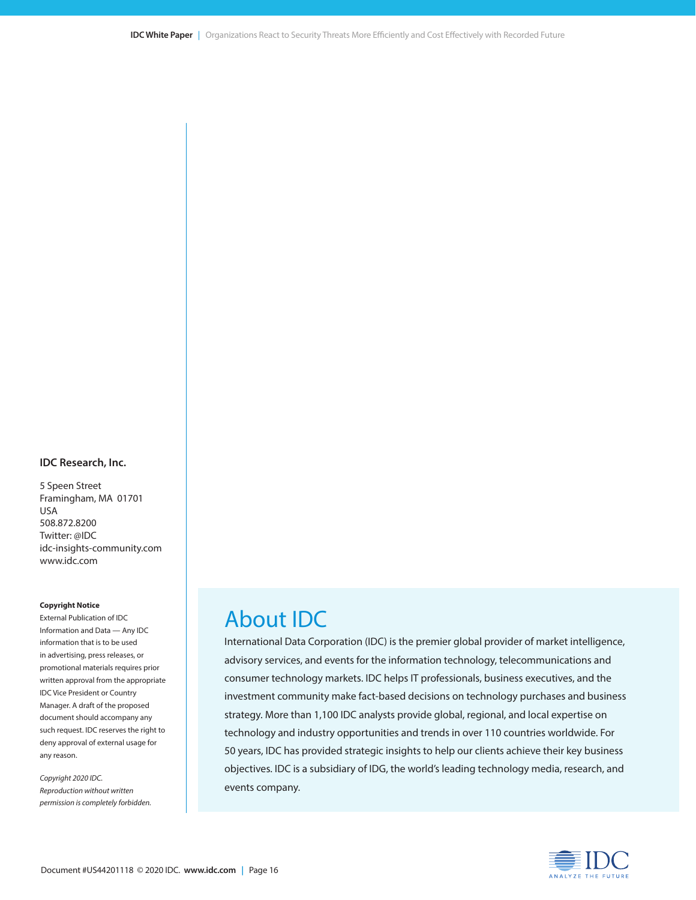**IDC Research, Inc.**

5 Speen Street
Framingham, MA 01701
USA
508.872.8200
Twitter: @IDC
idc-insights-community.com
www.idc.com

**Copyright Notice**

External Publication of IDC Information and Data — Any IDC information that is to be used in advertising, press releases, or promotional materials requires prior written approval from the appropriate IDC Vice President or Country Manager. A draft of the proposed document should accompany any such request. IDC reserves the right to deny approval of external usage for any reason.

*Copyright 2020 IDC. Reproduction without written permission is completely forbidden.*

# About IDC

International Data Corporation (IDC) is the premier global provider of market intelligence, advisory services, and events for the information technology, telecommunications and consumer technology markets. IDC helps IT professionals, business executives, and the investment community make fact-based decisions on technology purchases and business strategy. More than 1,100 IDC analysts provide global, regional, and local expertise on technology and industry opportunities and trends in over 110 countries worldwide. For 50 years, IDC has provided strategic insights to help our clients achieve their key business objectives. IDC is a subsidiary of IDG, the world's leading technology media, research, and events company.

Document #US44201118 © 2020 IDC. **www.idc.com**